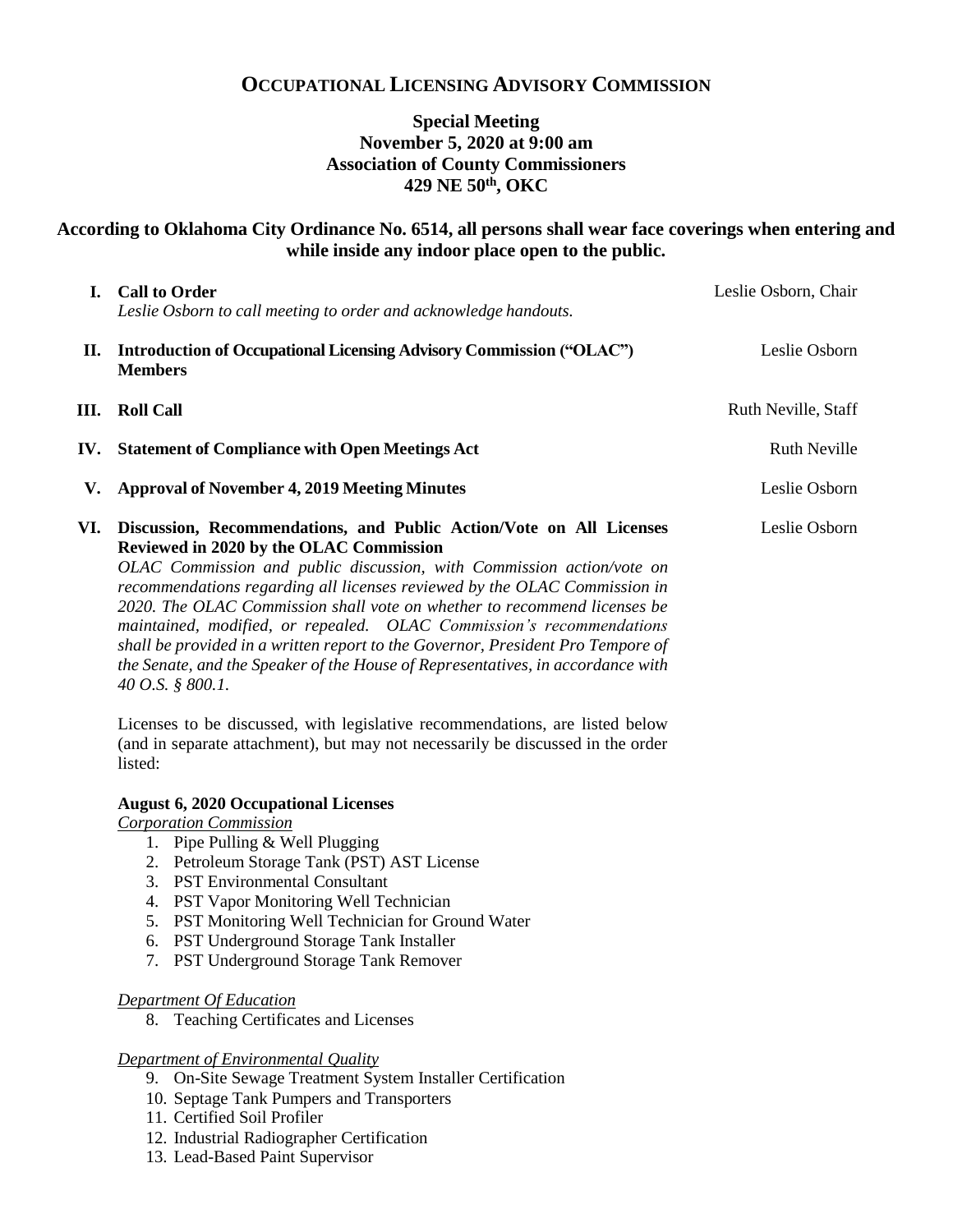# Occupational Licensing Advisory Commission

**Special Meeting**
**November 5, 2020 at 9:00 am**
**Association of County Commissioners**
**429 NE 50th, OKC**

**According to Oklahoma City Ordinance No. 6514, all persons shall wear face coverings when entering and while inside any indoor place open to the public.**

| | | |
|---|---|---|
| **I.** | **Call to Order**<br>*Leslie Osborn to call meeting to order and acknowledge handouts.* | Leslie Osborn, Chair |
| **II.** | **Introduction of Occupational Licensing Advisory Commission ("OLAC") Members** | Leslie Osborn |
| **III.** | **Roll Call** | Ruth Neville, Staff |
| **IV.** | **Statement of Compliance with Open Meetings Act** | Ruth Neville |
| **V.** | **Approval of November 4, 2019 Meeting Minutes** | Leslie Osborn |
| **VI.** | **Discussion, Recommendations, and Public Action/Vote on All Licenses Reviewed in 2020 by the OLAC Commission** | Leslie Osborn |

*OLAC Commission and public discussion, with Commission action/vote on recommendations regarding all licenses reviewed by the OLAC Commission in 2020. The OLAC Commission shall vote on whether to recommend licenses be maintained, modified, or repealed. OLAC Commission's recommendations shall be provided in a written report to the Governor, President Pro Tempore of the Senate, and the Speaker of the House of Representatives, in accordance with 40 O.S. § 800.1.*

Licenses to be discussed, with legislative recommendations, are listed below (and in separate attachment), but may not necessarily be discussed in the order listed:

**August 6, 2020 Occupational Licenses**

*Corporation Commission*

1. Pipe Pulling & Well Plugging
2. Petroleum Storage Tank (PST) AST License
3. PST Environmental Consultant
4. PST Vapor Monitoring Well Technician
5. PST Monitoring Well Technician for Ground Water
6. PST Underground Storage Tank Installer
7. PST Underground Storage Tank Remover

*Department Of Education*

8. Teaching Certificates and Licenses

*Department of Environmental Quality*

9. On-Site Sewage Treatment System Installer Certification
10. Septage Tank Pumpers and Transporters
11. Certified Soil Profiler
12. Industrial Radiographer Certification
13. Lead-Based Paint Supervisor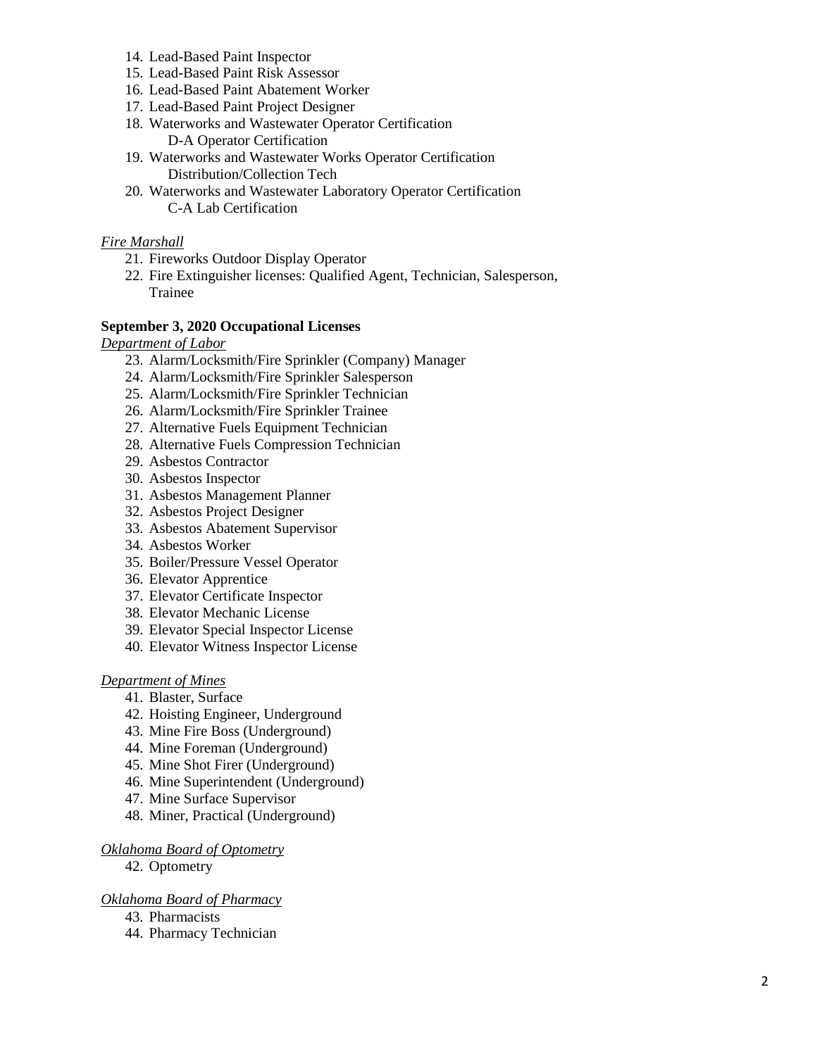14. Lead-Based Paint Inspector
15. Lead-Based Paint Risk Assessor
16. Lead-Based Paint Abatement Worker
17. Lead-Based Paint Project Designer
18. Waterworks and Wastewater Operator Certification
    D-A Operator Certification
19. Waterworks and Wastewater Works Operator Certification
    Distribution/Collection Tech
20. Waterworks and Wastewater Laboratory Operator Certification
    C-A Lab Certification

*Fire Marshall*

21. Fireworks Outdoor Display Operator
22. Fire Extinguisher licenses: Qualified Agent, Technician, Salesperson, Trainee

**September 3, 2020 Occupational Licenses**

*Department of Labor*

23. Alarm/Locksmith/Fire Sprinkler (Company) Manager
24. Alarm/Locksmith/Fire Sprinkler Salesperson
25. Alarm/Locksmith/Fire Sprinkler Technician
26. Alarm/Locksmith/Fire Sprinkler Trainee
27. Alternative Fuels Equipment Technician
28. Alternative Fuels Compression Technician
29. Asbestos Contractor
30. Asbestos Inspector
31. Asbestos Management Planner
32. Asbestos Project Designer
33. Asbestos Abatement Supervisor
34. Asbestos Worker
35. Boiler/Pressure Vessel Operator
36. Elevator Apprentice
37. Elevator Certificate Inspector
38. Elevator Mechanic License
39. Elevator Special Inspector License
40. Elevator Witness Inspector License

*Department of Mines*

41. Blaster, Surface
42. Hoisting Engineer, Underground
43. Mine Fire Boss (Underground)
44. Mine Foreman (Underground)
45. Mine Shot Firer (Underground)
46. Mine Superintendent (Underground)
47. Mine Surface Supervisor
48. Miner, Practical (Underground)

*Oklahoma Board of Optometry*

42. Optometry

*Oklahoma Board of Pharmacy*

43. Pharmacists
44. Pharmacy Technician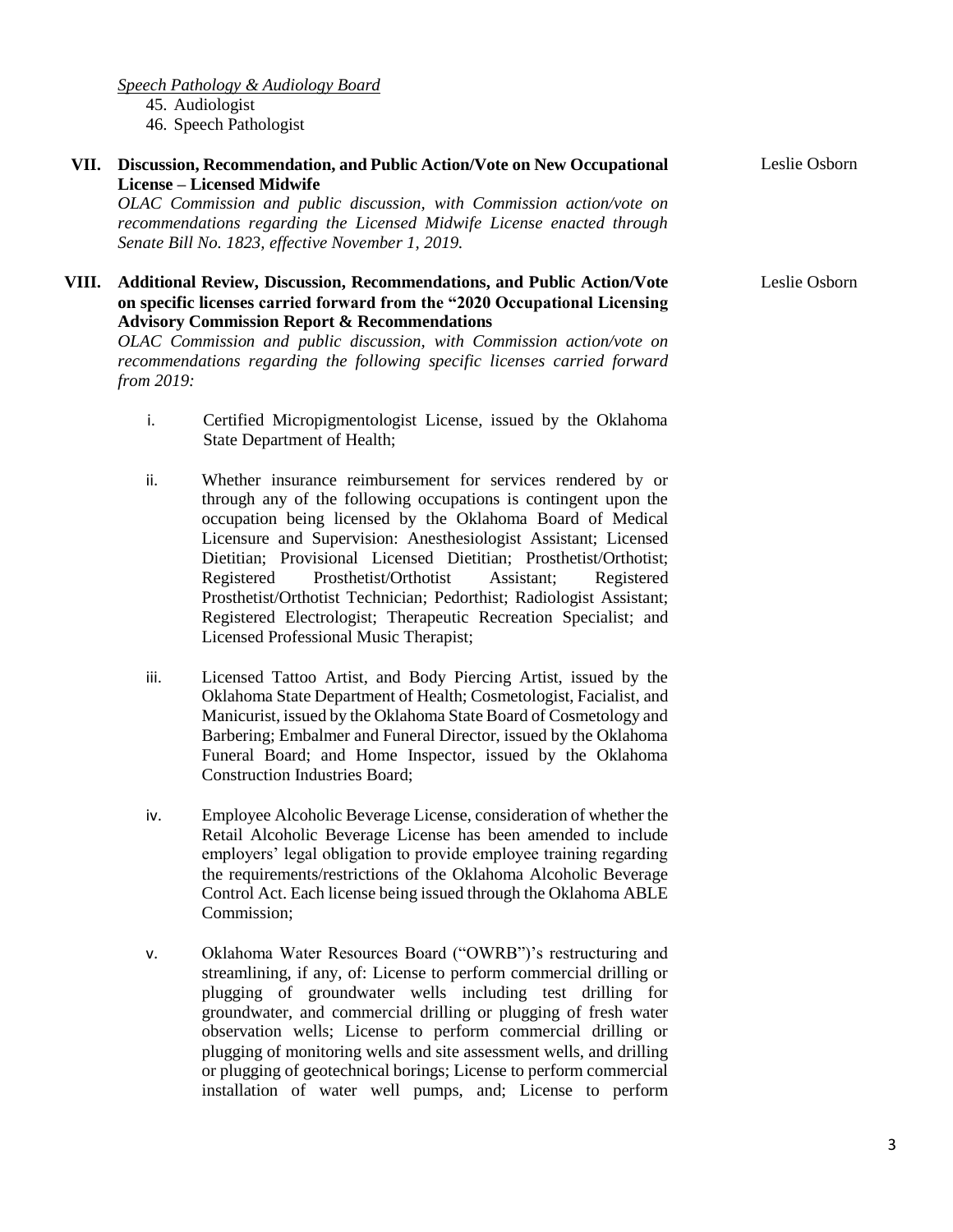*Speech Pathology & Audiology Board*

45. Audiologist
46. Speech Pathologist

**VII. Discussion, Recommendation, and Public Action/Vote on New Occupational License – Licensed Midwife** — Leslie Osborn

*OLAC Commission and public discussion, with Commission action/vote on recommendations regarding the Licensed Midwife License enacted through Senate Bill No. 1823, effective November 1, 2019.*

**VIII. Additional Review, Discussion, Recommendations, and Public Action/Vote on specific licenses carried forward from the "2020 Occupational Licensing Advisory Commission Report & Recommendations** — Leslie Osborn

*OLAC Commission and public discussion, with Commission action/vote on recommendations regarding the following specific licenses carried forward from 2019:*

i. Certified Micropigmentologist License, issued by the Oklahoma State Department of Health;

ii. Whether insurance reimbursement for services rendered by or through any of the following occupations is contingent upon the occupation being licensed by the Oklahoma Board of Medical Licensure and Supervision: Anesthesiologist Assistant; Licensed Dietitian; Provisional Licensed Dietitian; Prosthetist/Orthotist; Registered Prosthetist/Orthotist Assistant; Registered Prosthetist/Orthotist Technician; Pedorthist; Radiologist Assistant; Registered Electrologist; Therapeutic Recreation Specialist; and Licensed Professional Music Therapist;

iii. Licensed Tattoo Artist, and Body Piercing Artist, issued by the Oklahoma State Department of Health; Cosmetologist, Facialist, and Manicurist, issued by the Oklahoma State Board of Cosmetology and Barbering; Embalmer and Funeral Director, issued by the Oklahoma Funeral Board; and Home Inspector, issued by the Oklahoma Construction Industries Board;

iv. Employee Alcoholic Beverage License, consideration of whether the Retail Alcoholic Beverage License has been amended to include employers' legal obligation to provide employee training regarding the requirements/restrictions of the Oklahoma Alcoholic Beverage Control Act. Each license being issued through the Oklahoma ABLE Commission;

v. Oklahoma Water Resources Board ("OWRB")'s restructuring and streamlining, if any, of: License to perform commercial drilling or plugging of groundwater wells including test drilling for groundwater, and commercial drilling or plugging of fresh water observation wells; License to perform commercial drilling or plugging of monitoring wells and site assessment wells, and drilling or plugging of geotechnical borings; License to perform commercial installation of water well pumps, and; License to perform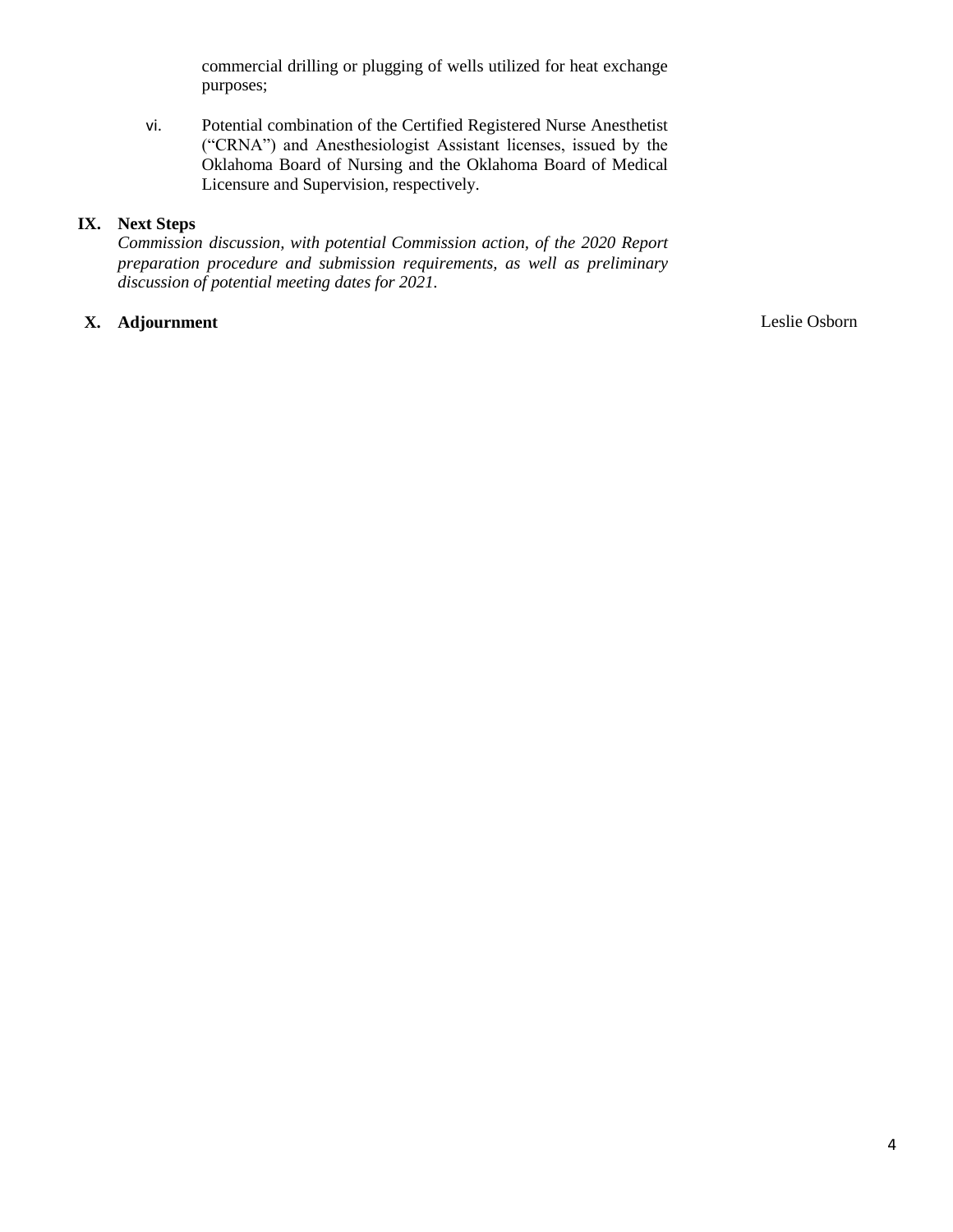commercial drilling or plugging of wells utilized for heat exchange purposes;

vi. Potential combination of the Certified Registered Nurse Anesthetist ("CRNA") and Anesthesiologist Assistant licenses, issued by the Oklahoma Board of Nursing and the Oklahoma Board of Medical Licensure and Supervision, respectively.

**IX. Next Steps**

*Commission discussion, with potential Commission action, of the 2020 Report preparation procedure and submission requirements, as well as preliminary discussion of potential meeting dates for 2021.*

**X. Adjournment** Leslie Osborn